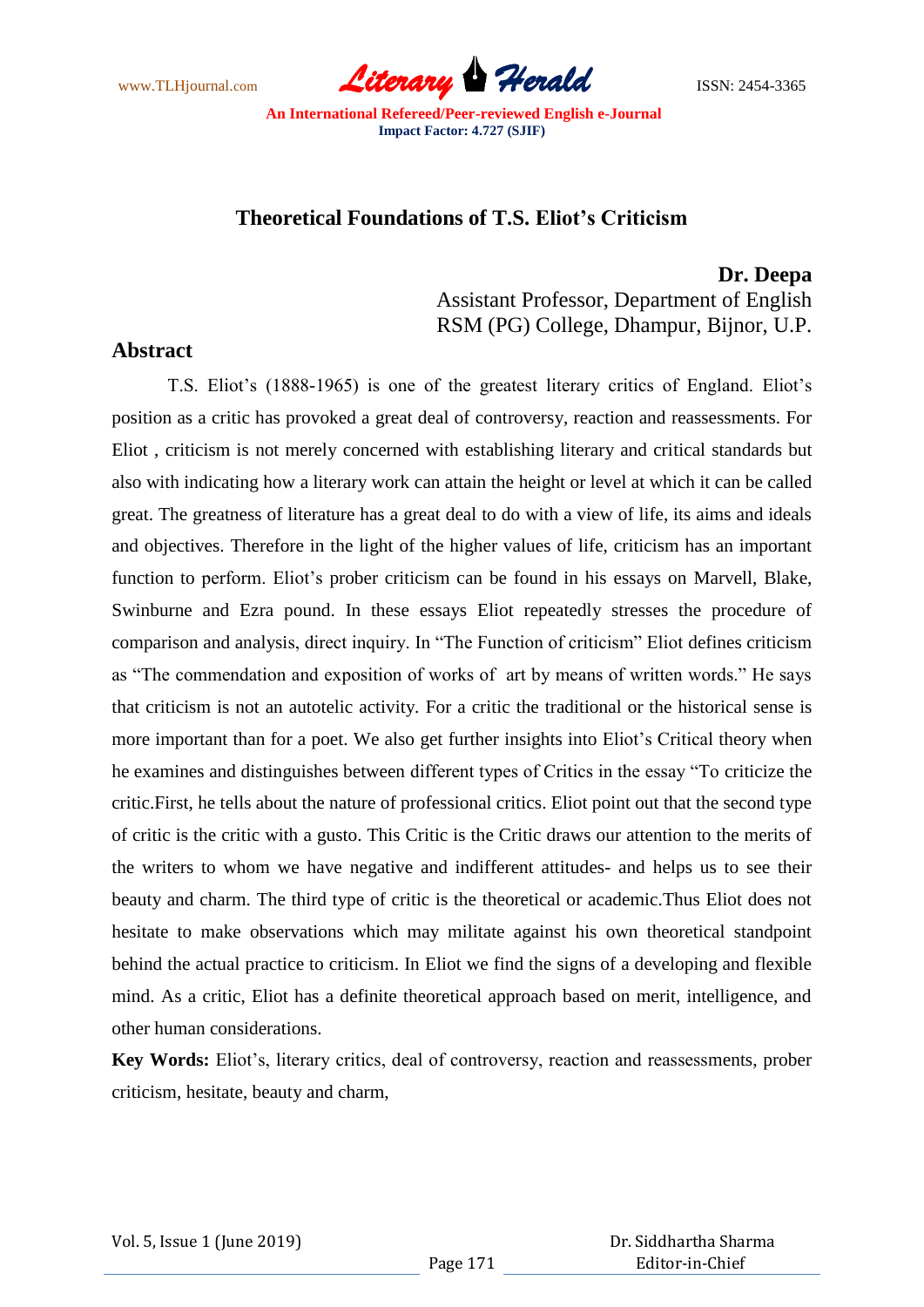# Theoretical Foundations of T.S. Eliot's Criticism

**Dr. Deepa**
Assistant Professor, Department of English
RSM (PG) College, Dhampur, Bijnor, U.P.

## Abstract

T.S. Eliot's (1888-1965) is one of the greatest literary critics of England. Eliot's position as a critic has provoked a great deal of controversy, reaction and reassessments. For Eliot , criticism is not merely concerned with establishing literary and critical standards but also with indicating how a literary work can attain the height or level at which it can be called great. The greatness of literature has a great deal to do with a view of life, its aims and ideals and objectives. Therefore in the light of the higher values of life, criticism has an important function to perform. Eliot's prober criticism can be found in his essays on Marvell, Blake, Swinburne and Ezra pound. In these essays Eliot repeatedly stresses the procedure of comparison and analysis, direct inquiry. In "The Function of criticism" Eliot defines criticism as "The commendation and exposition of works of art by means of written words." He says that criticism is not an autotelic activity. For a critic the traditional or the historical sense is more important than for a poet. We also get further insights into Eliot's Critical theory when he examines and distinguishes between different types of Critics in the essay "To criticize the critic.First, he tells about the nature of professional critics. Eliot point out that the second type of critic is the critic with a gusto. This Critic is the Critic draws our attention to the merits of the writers to whom we have negative and indifferent attitudes- and helps us to see their beauty and charm. The third type of critic is the theoretical or academic.Thus Eliot does not hesitate to make observations which may militate against his own theoretical standpoint behind the actual practice to criticism. In Eliot we find the signs of a developing and flexible mind. As a critic, Eliot has a definite theoretical approach based on merit, intelligence, and other human considerations.

**Key Words:** Eliot's, literary critics, deal of controversy, reaction and reassessments, prober criticism, hesitate, beauty and charm,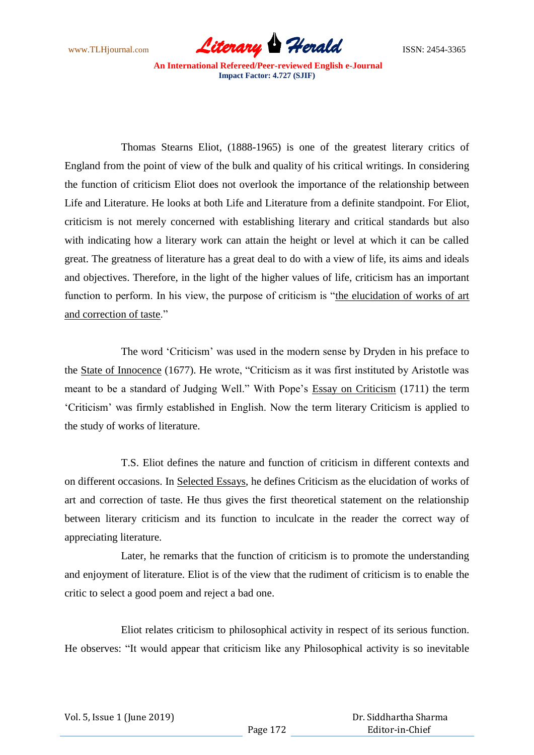Thomas Stearns Eliot, (1888-1965) is one of the greatest literary critics of England from the point of view of the bulk and quality of his critical writings. In considering the function of criticism Eliot does not overlook the importance of the relationship between Life and Literature. He looks at both Life and Literature from a definite standpoint. For Eliot, criticism is not merely concerned with establishing literary and critical standards but also with indicating how a literary work can attain the height or level at which it can be called great. The greatness of literature has a great deal to do with a view of life, its aims and ideals and objectives. Therefore, in the light of the higher values of life, criticism has an important function to perform. In his view, the purpose of criticism is "the elucidation of works of art and correction of taste."

The word 'Criticism' was used in the modern sense by Dryden in his preface to the State of Innocence (1677). He wrote, "Criticism as it was first instituted by Aristotle was meant to be a standard of Judging Well." With Pope's Essay on Criticism (1711) the term 'Criticism' was firmly established in English. Now the term literary Criticism is applied to the study of works of literature.

T.S. Eliot defines the nature and function of criticism in different contexts and on different occasions. In Selected Essays, he defines Criticism as the elucidation of works of art and correction of taste. He thus gives the first theoretical statement on the relationship between literary criticism and its function to inculcate in the reader the correct way of appreciating literature.

Later, he remarks that the function of criticism is to promote the understanding and enjoyment of literature. Eliot is of the view that the rudiment of criticism is to enable the critic to select a good poem and reject a bad one.

Eliot relates criticism to philosophical activity in respect of its serious function. He observes: "It would appear that criticism like any Philosophical activity is so inevitable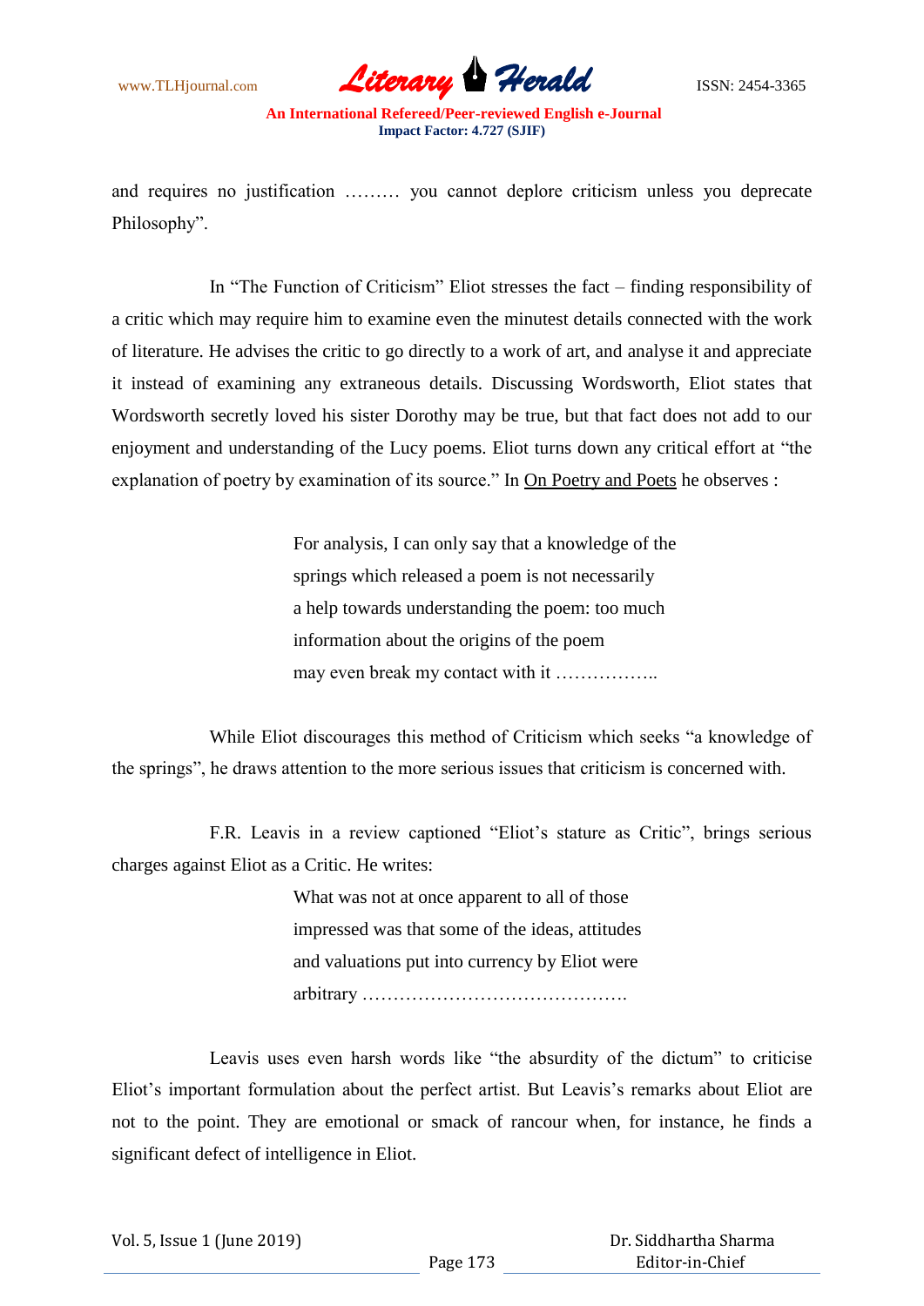and requires no justification ……… you cannot deplore criticism unless you deprecate Philosophy".

In "The Function of Criticism" Eliot stresses the fact – finding responsibility of a critic which may require him to examine even the minutest details connected with the work of literature. He advises the critic to go directly to a work of art, and analyse it and appreciate it instead of examining any extraneous details. Discussing Wordsworth, Eliot states that Wordsworth secretly loved his sister Dorothy may be true, but that fact does not add to our enjoyment and understanding of the Lucy poems. Eliot turns down any critical effort at "the explanation of poetry by examination of its source." In On Poetry and Poets he observes :

> For analysis, I can only say that a knowledge of the
> springs which released a poem is not necessarily
> a help towards understanding the poem: too much
> information about the origins of the poem
> may even break my contact with it ……………..

While Eliot discourages this method of Criticism which seeks "a knowledge of the springs", he draws attention to the more serious issues that criticism is concerned with.

F.R. Leavis in a review captioned "Eliot's stature as Critic", brings serious charges against Eliot as a Critic. He writes:

> What was not at once apparent to all of those
> impressed was that some of the ideas, attitudes
> and valuations put into currency by Eliot were
> arbitrary …………………………………….

Leavis uses even harsh words like "the absurdity of the dictum" to criticise Eliot's important formulation about the perfect artist. But Leavis's remarks about Eliot are not to the point. They are emotional or smack of rancour when, for instance, he finds a significant defect of intelligence in Eliot.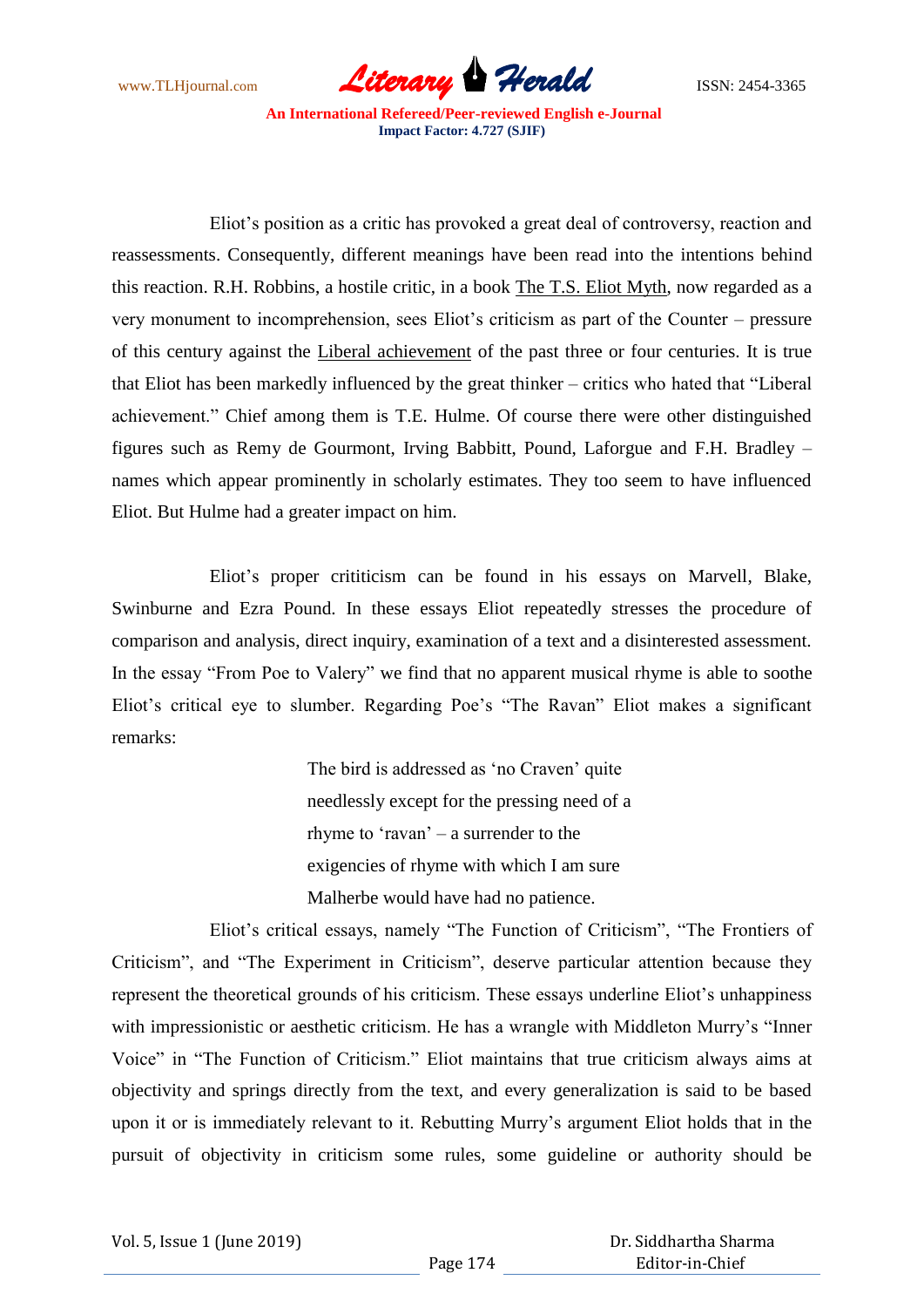Eliot's position as a critic has provoked a great deal of controversy, reaction and reassessments. Consequently, different meanings have been read into the intentions behind this reaction. R.H. Robbins, a hostile critic, in a book The T.S. Eliot Myth, now regarded as a very monument to incomprehension, sees Eliot's criticism as part of the Counter – pressure of this century against the Liberal achievement of the past three or four centuries. It is true that Eliot has been markedly influenced by the great thinker – critics who hated that "Liberal achievement." Chief among them is T.E. Hulme. Of course there were other distinguished figures such as Remy de Gourmont, Irving Babbitt, Pound, Laforgue and F.H. Bradley – names which appear prominently in scholarly estimates. They too seem to have influenced Eliot. But Hulme had a greater impact on him.

Eliot's proper crititicism can be found in his essays on Marvell, Blake, Swinburne and Ezra Pound. In these essays Eliot repeatedly stresses the procedure of comparison and analysis, direct inquiry, examination of a text and a disinterested assessment. In the essay "From Poe to Valery" we find that no apparent musical rhyme is able to soothe Eliot's critical eye to slumber. Regarding Poe's "The Ravan" Eliot makes a significant remarks:

> The bird is addressed as 'no Craven' quite needlessly except for the pressing need of a rhyme to 'ravan' – a surrender to the exigencies of rhyme with which I am sure Malherbe would have had no patience.

Eliot's critical essays, namely "The Function of Criticism", "The Frontiers of Criticism", and "The Experiment in Criticism", deserve particular attention because they represent the theoretical grounds of his criticism. These essays underline Eliot's unhappiness with impressionistic or aesthetic criticism. He has a wrangle with Middleton Murry's "Inner Voice" in "The Function of Criticism." Eliot maintains that true criticism always aims at objectivity and springs directly from the text, and every generalization is said to be based upon it or is immediately relevant to it. Rebutting Murry's argument Eliot holds that in the pursuit of objectivity in criticism some rules, some guideline or authority should be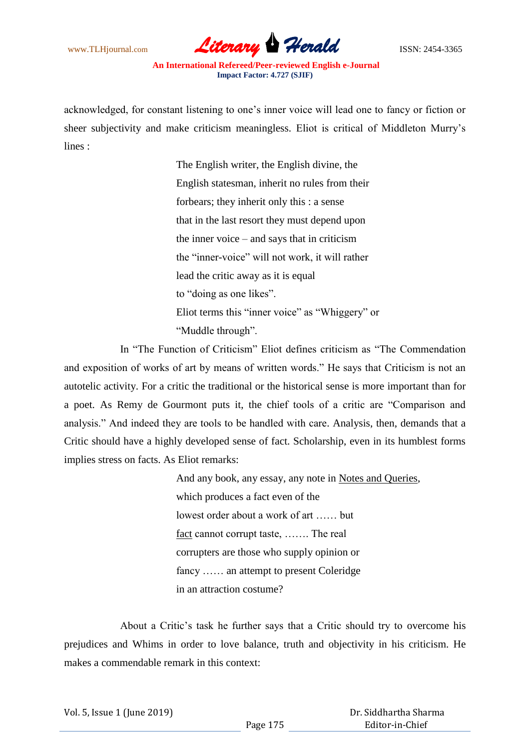acknowledged, for constant listening to one's inner voice will lead one to fancy or fiction or sheer subjectivity and make criticism meaningless. Eliot is critical of Middleton Murry's lines :

> The English writer, the English divine, the
> English statesman, inherit no rules from their
> forbears; they inherit only this : a sense
> that in the last resort they must depend upon
> the inner voice – and says that in criticism
> the "inner-voice" will not work, it will rather
> lead the critic away as it is equal
> to "doing as one likes".
> Eliot terms this "inner voice" as "Whiggery" or
> "Muddle through".

In "The Function of Criticism" Eliot defines criticism as "The Commendation and exposition of works of art by means of written words." He says that Criticism is not an autotelic activity. For a critic the traditional or the historical sense is more important than for a poet. As Remy de Gourmont puts it, the chief tools of a critic are "Comparison and analysis." And indeed they are tools to be handled with care. Analysis, then, demands that a Critic should have a highly developed sense of fact. Scholarship, even in its humblest forms implies stress on facts. As Eliot remarks:

> And any book, any essay, any note in <u>Notes and Queries</u>,
> which produces a fact even of the
> lowest order about a work of art …… but
> <u>fact</u> cannot corrupt taste, ……. The real
> corrupters are those who supply opinion or
> fancy …… an attempt to present Coleridge
> in an attraction costume?

About a Critic's task he further says that a Critic should try to overcome his prejudices and Whims in order to love balance, truth and objectivity in his criticism. He makes a commendable remark in this context: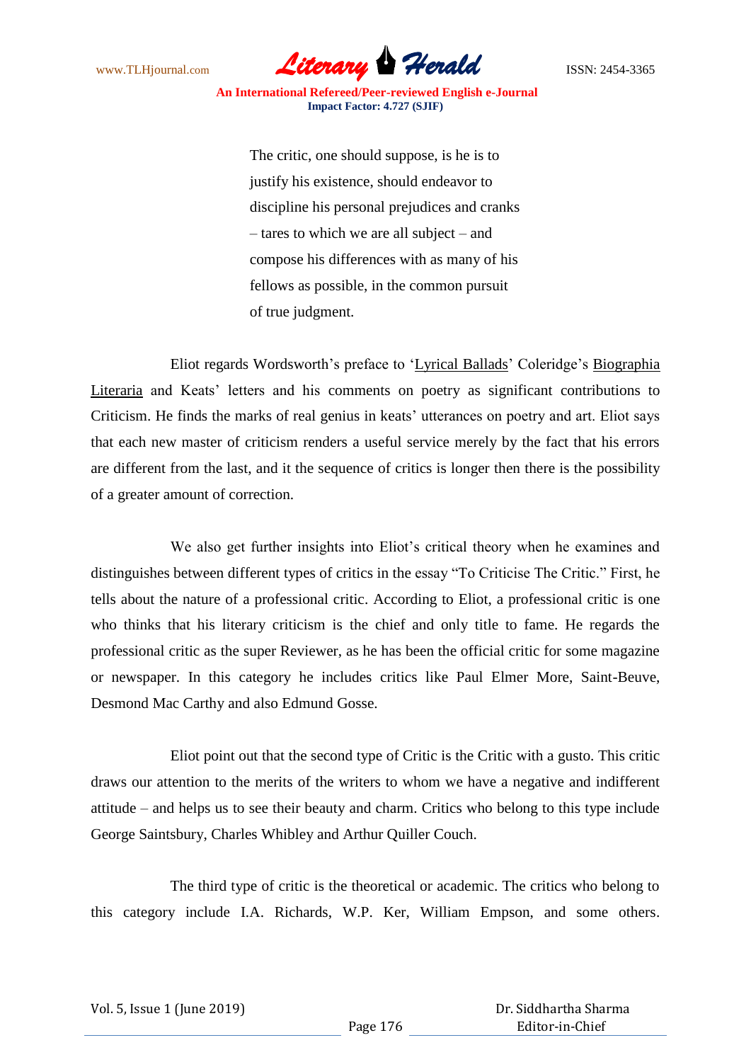> The critic, one should suppose, is he is to justify his existence, should endeavor to discipline his personal prejudices and cranks – tares to which we are all subject – and compose his differences with as many of his fellows as possible, in the common pursuit of true judgment.

Eliot regards Wordsworth's preface to '<u>Lyrical Ballads</u>' Coleridge's <u>Biographia Literaria</u> and Keats' letters and his comments on poetry as significant contributions to Criticism. He finds the marks of real genius in keats' utterances on poetry and art. Eliot says that each new master of criticism renders a useful service merely by the fact that his errors are different from the last, and it the sequence of critics is longer then there is the possibility of a greater amount of correction.

We also get further insights into Eliot's critical theory when he examines and distinguishes between different types of critics in the essay "To Criticise The Critic." First, he tells about the nature of a professional critic. According to Eliot, a professional critic is one who thinks that his literary criticism is the chief and only title to fame. He regards the professional critic as the super Reviewer, as he has been the official critic for some magazine or newspaper. In this category he includes critics like Paul Elmer More, Saint-Beuve, Desmond Mac Carthy and also Edmund Gosse.

Eliot point out that the second type of Critic is the Critic with a gusto. This critic draws our attention to the merits of the writers to whom we have a negative and indifferent attitude – and helps us to see their beauty and charm. Critics who belong to this type include George Saintsbury, Charles Whibley and Arthur Quiller Couch.

The third type of critic is the theoretical or academic. The critics who belong to this category include I.A. Richards, W.P. Ker, William Empson, and some others.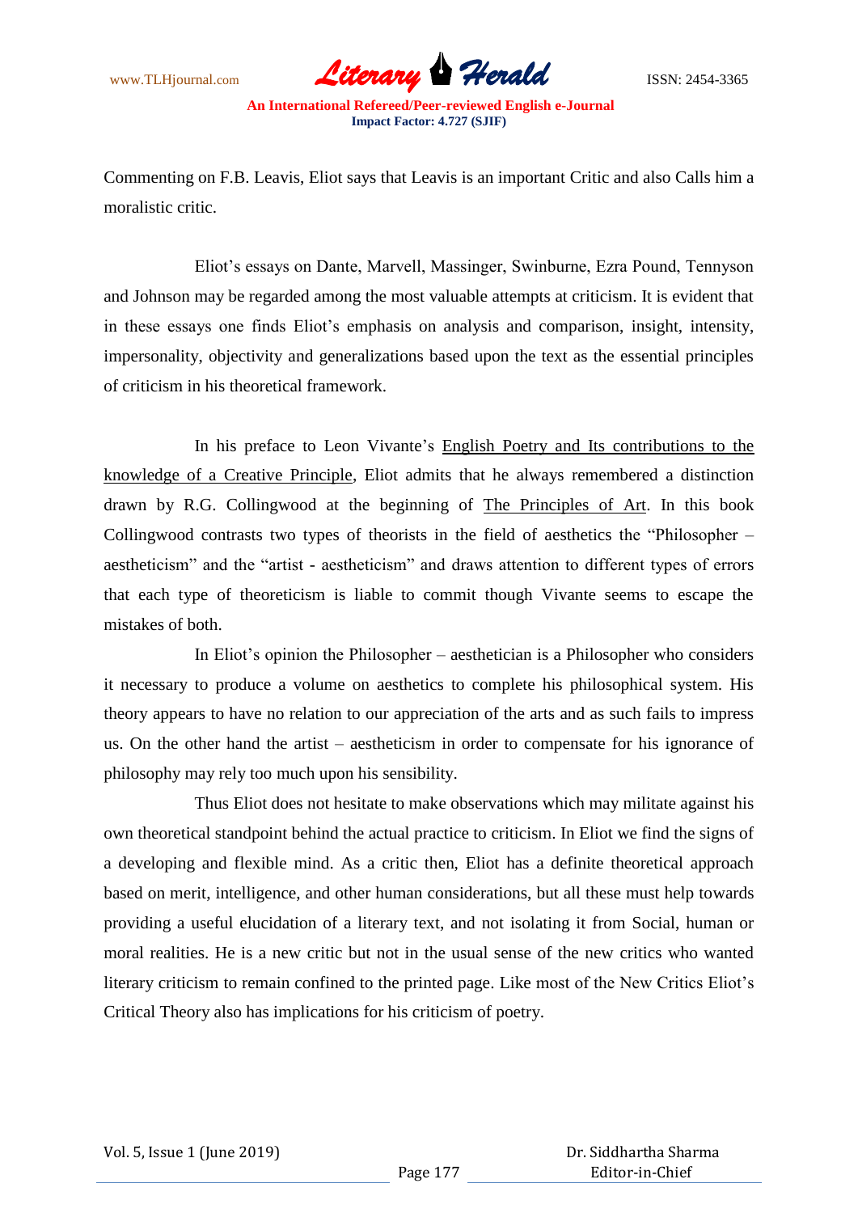Commenting on F.B. Leavis, Eliot says that Leavis is an important Critic and also Calls him a moralistic critic.

Eliot's essays on Dante, Marvell, Massinger, Swinburne, Ezra Pound, Tennyson and Johnson may be regarded among the most valuable attempts at criticism. It is evident that in these essays one finds Eliot's emphasis on analysis and comparison, insight, intensity, impersonality, objectivity and generalizations based upon the text as the essential principles of criticism in his theoretical framework.

In his preface to Leon Vivante's English Poetry and Its contributions to the knowledge of a Creative Principle, Eliot admits that he always remembered a distinction drawn by R.G. Collingwood at the beginning of The Principles of Art. In this book Collingwood contrasts two types of theorists in the field of aesthetics the "Philosopher – aestheticism" and the "artist - aestheticism" and draws attention to different types of errors that each type of theoreticism is liable to commit though Vivante seems to escape the mistakes of both.

In Eliot's opinion the Philosopher – aesthetician is a Philosopher who considers it necessary to produce a volume on aesthetics to complete his philosophical system. His theory appears to have no relation to our appreciation of the arts and as such fails to impress us. On the other hand the artist – aestheticism in order to compensate for his ignorance of philosophy may rely too much upon his sensibility.

Thus Eliot does not hesitate to make observations which may militate against his own theoretical standpoint behind the actual practice to criticism. In Eliot we find the signs of a developing and flexible mind. As a critic then, Eliot has a definite theoretical approach based on merit, intelligence, and other human considerations, but all these must help towards providing a useful elucidation of a literary text, and not isolating it from Social, human or moral realities. He is a new critic but not in the usual sense of the new critics who wanted literary criticism to remain confined to the printed page. Like most of the New Critics Eliot's Critical Theory also has implications for his criticism of poetry.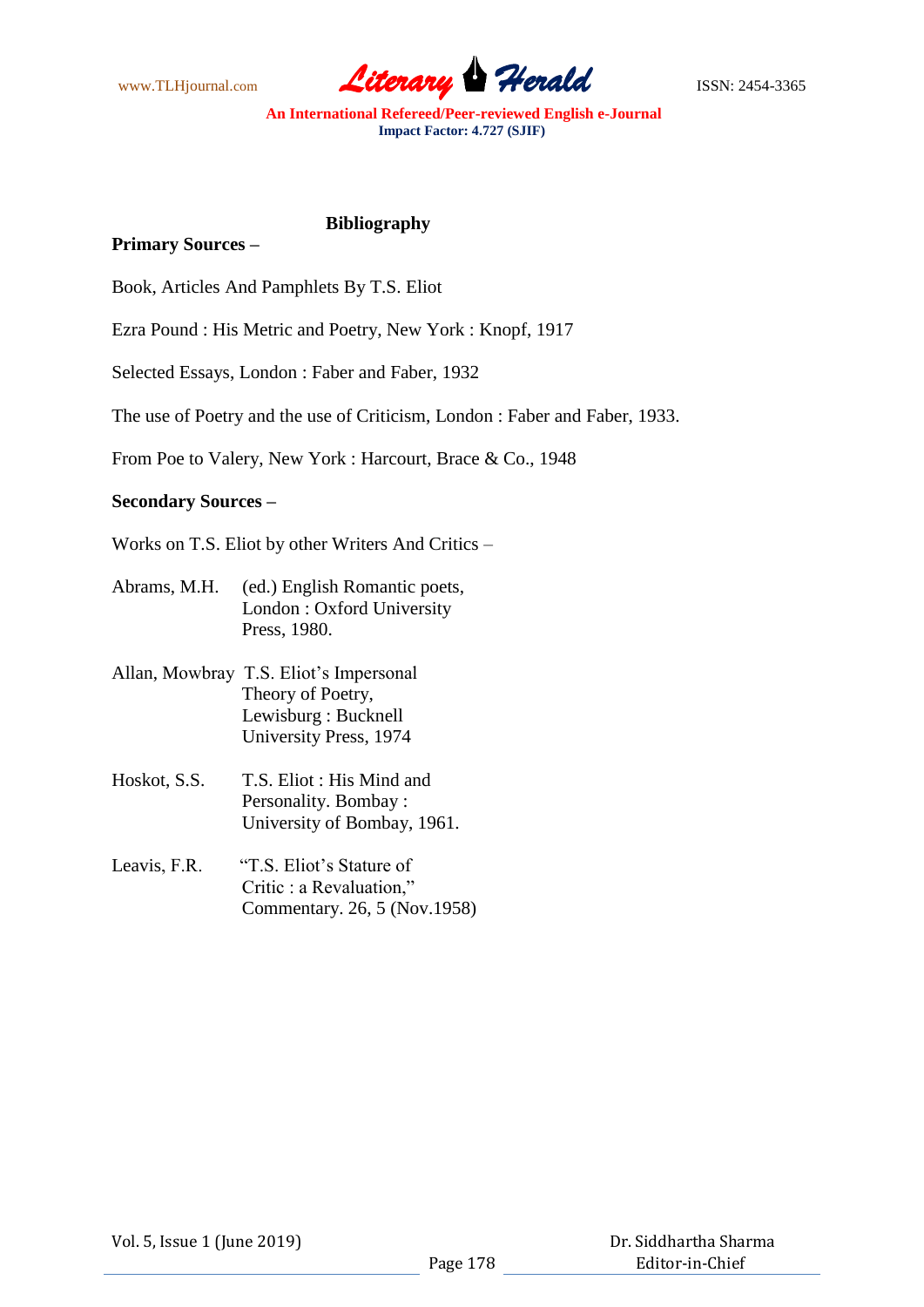## Bibliography

**Primary Sources –**

Book, Articles And Pamphlets By T.S. Eliot

Ezra Pound : His Metric and Poetry, New York : Knopf, 1917

Selected Essays, London : Faber and Faber, 1932

The use of Poetry and the use of Criticism, London : Faber and Faber, 1933.

From Poe to Valery, New York : Harcourt, Brace & Co., 1948

**Secondary Sources –**

Works on T.S. Eliot by other Writers And Critics –

Abrams, M.H. (ed.) English Romantic poets, London : Oxford University Press, 1980.

Allan, Mowbray T.S. Eliot's Impersonal Theory of Poetry, Lewisburg : Bucknell University Press, 1974

Hoskot, S.S. T.S. Eliot : His Mind and Personality. Bombay : University of Bombay, 1961.

Leavis, F.R. "T.S. Eliot's Stature of Critic : a Revaluation," Commentary. 26, 5 (Nov.1958)